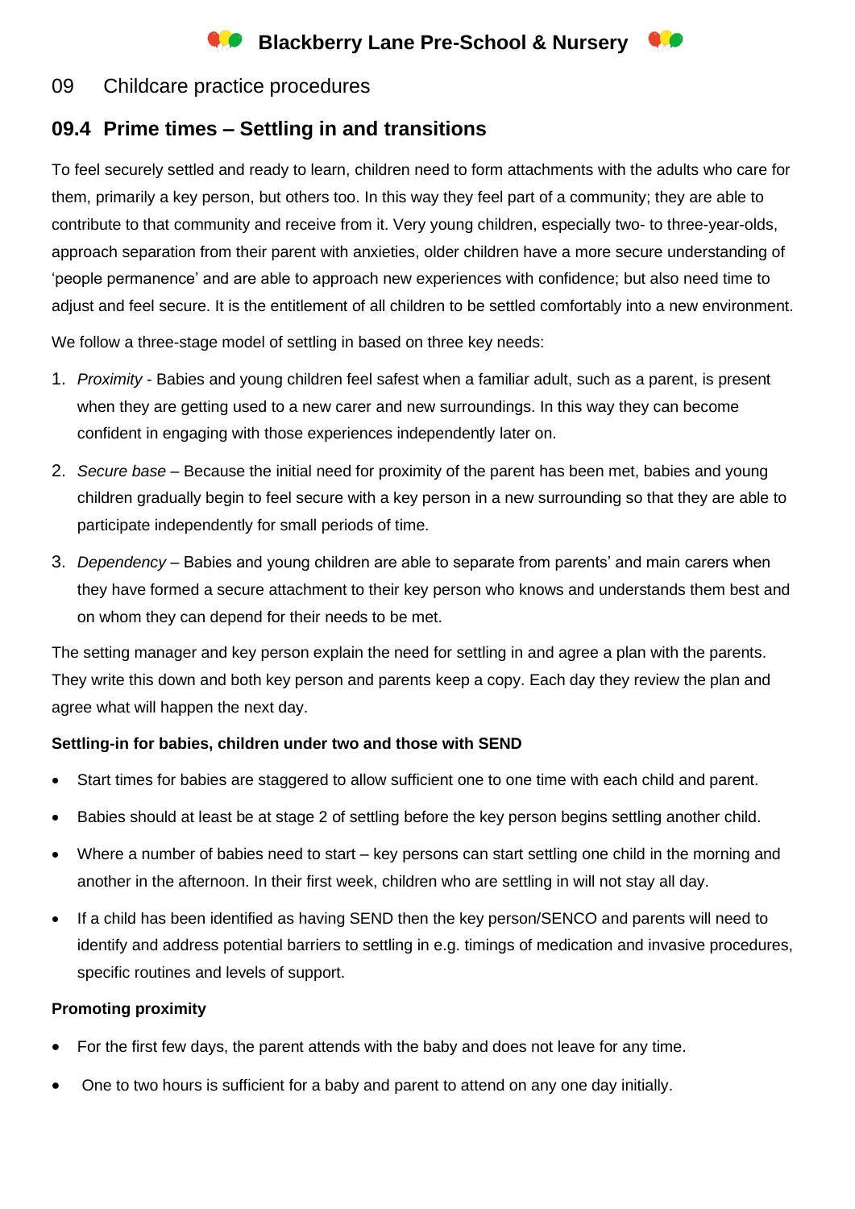# Blackberry Lane Pre-School & Nursery

## 09 Childcare practice procedures

## 09.4 Prime times – Settling in and transitions

To feel securely settled and ready to learn, children need to form attachments with the adults who care for them, primarily a key person, but others too. In this way they feel part of a community; they are able to contribute to that community and receive from it. Very young children, especially two- to three-year-olds, approach separation from their parent with anxieties, older children have a more secure understanding of 'people permanence' and are able to approach new experiences with confidence; but also need time to adjust and feel secure. It is the entitlement of all children to be settled comfortably into a new environment.

We follow a three-stage model of settling in based on three key needs:

1. *Proximity* - Babies and young children feel safest when a familiar adult, such as a parent, is present when they are getting used to a new carer and new surroundings. In this way they can become confident in engaging with those experiences independently later on.
2. *Secure base* – Because the initial need for proximity of the parent has been met, babies and young children gradually begin to feel secure with a key person in a new surrounding so that they are able to participate independently for small periods of time.
3. *Dependency* – Babies and young children are able to separate from parents' and main carers when they have formed a secure attachment to their key person who knows and understands them best and on whom they can depend for their needs to be met.

The setting manager and key person explain the need for settling in and agree a plan with the parents. They write this down and both key person and parents keep a copy. Each day they review the plan and agree what will happen the next day.

**Settling-in for babies, children under two and those with SEND**

- Start times for babies are staggered to allow sufficient one to one time with each child and parent.
- Babies should at least be at stage 2 of settling before the key person begins settling another child.
- Where a number of babies need to start – key persons can start settling one child in the morning and another in the afternoon. In their first week, children who are settling in will not stay all day.
- If a child has been identified as having SEND then the key person/SENCO and parents will need to identify and address potential barriers to settling in e.g. timings of medication and invasive procedures, specific routines and levels of support.

**Promoting proximity**

- For the first few days, the parent attends with the baby and does not leave for any time.
- One to two hours is sufficient for a baby and parent to attend on any one day initially.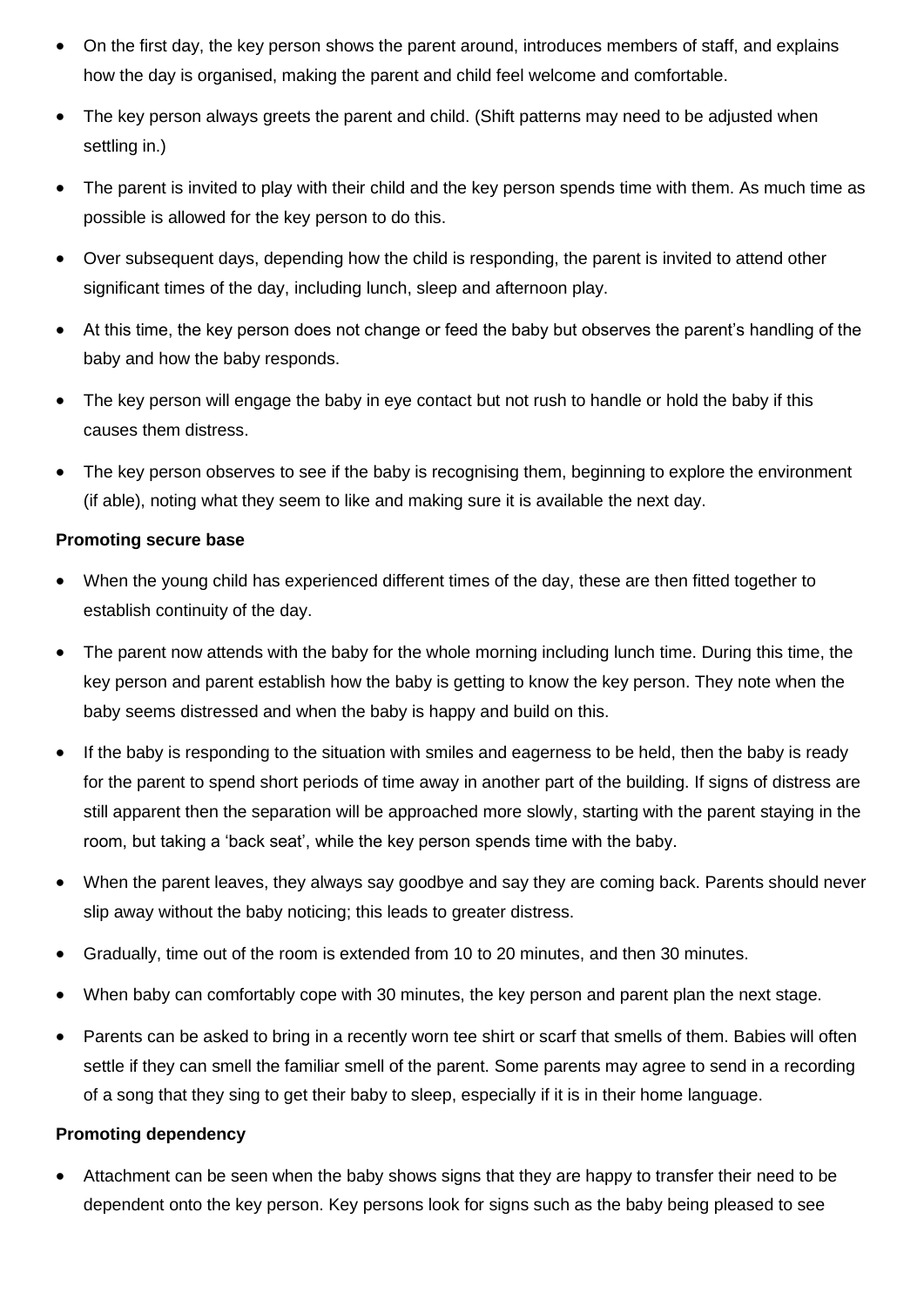- On the first day, the key person shows the parent around, introduces members of staff, and explains how the day is organised, making the parent and child feel welcome and comfortable.
- The key person always greets the parent and child. (Shift patterns may need to be adjusted when settling in.)
- The parent is invited to play with their child and the key person spends time with them. As much time as possible is allowed for the key person to do this.
- Over subsequent days, depending how the child is responding, the parent is invited to attend other significant times of the day, including lunch, sleep and afternoon play.
- At this time, the key person does not change or feed the baby but observes the parent's handling of the baby and how the baby responds.
- The key person will engage the baby in eye contact but not rush to handle or hold the baby if this causes them distress.
- The key person observes to see if the baby is recognising them, beginning to explore the environment (if able), noting what they seem to like and making sure it is available the next day.

**Promoting secure base**

- When the young child has experienced different times of the day, these are then fitted together to establish continuity of the day.
- The parent now attends with the baby for the whole morning including lunch time. During this time, the key person and parent establish how the baby is getting to know the key person. They note when the baby seems distressed and when the baby is happy and build on this.
- If the baby is responding to the situation with smiles and eagerness to be held, then the baby is ready for the parent to spend short periods of time away in another part of the building. If signs of distress are still apparent then the separation will be approached more slowly, starting with the parent staying in the room, but taking a 'back seat', while the key person spends time with the baby.
- When the parent leaves, they always say goodbye and say they are coming back. Parents should never slip away without the baby noticing; this leads to greater distress.
- Gradually, time out of the room is extended from 10 to 20 minutes, and then 30 minutes.
- When baby can comfortably cope with 30 minutes, the key person and parent plan the next stage.
- Parents can be asked to bring in a recently worn tee shirt or scarf that smells of them. Babies will often settle if they can smell the familiar smell of the parent. Some parents may agree to send in a recording of a song that they sing to get their baby to sleep, especially if it is in their home language.

**Promoting dependency**

- Attachment can be seen when the baby shows signs that they are happy to transfer their need to be dependent onto the key person. Key persons look for signs such as the baby being pleased to see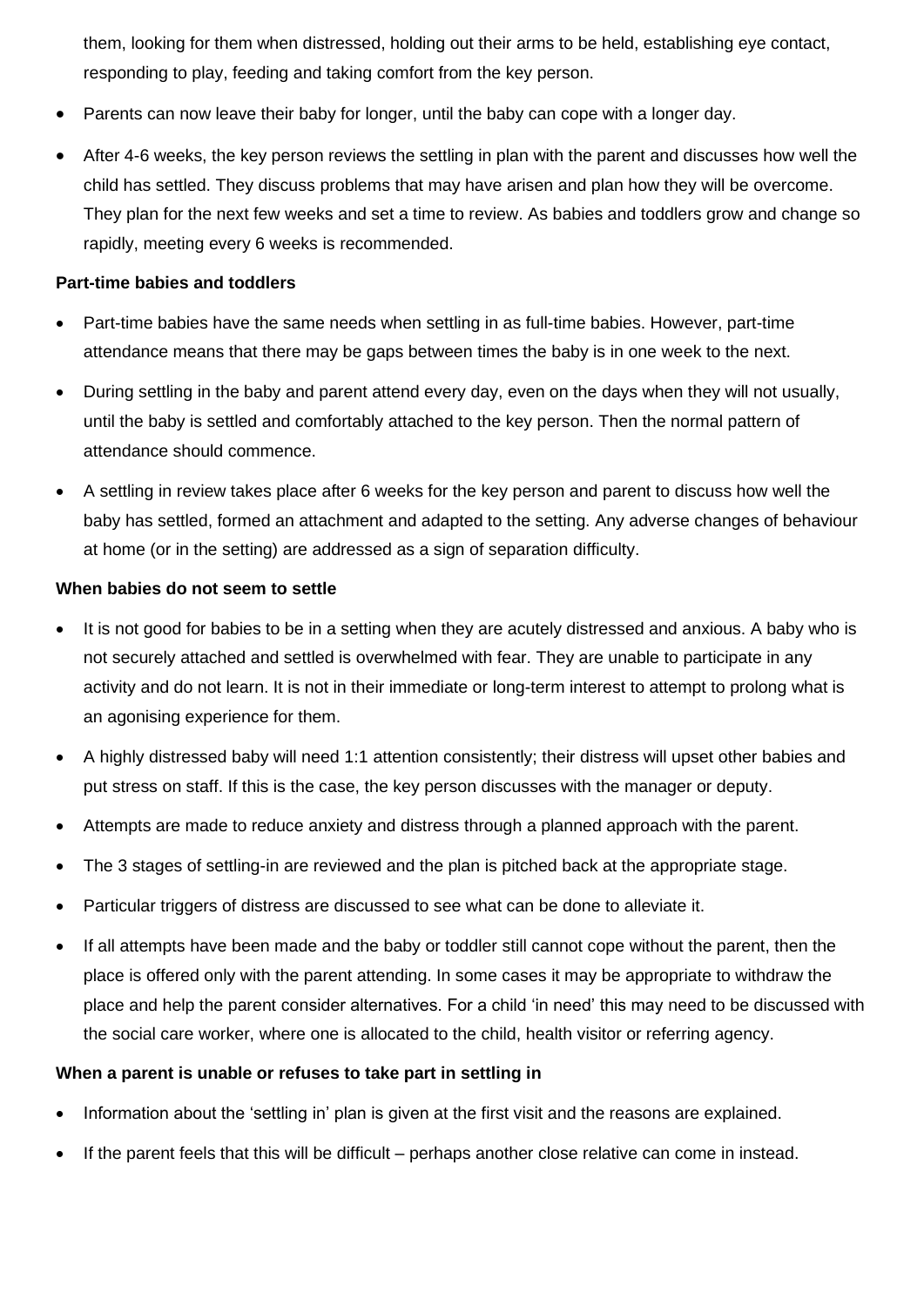them, looking for them when distressed, holding out their arms to be held, establishing eye contact, responding to play, feeding and taking comfort from the key person.

- Parents can now leave their baby for longer, until the baby can cope with a longer day.
- After 4-6 weeks, the key person reviews the settling in plan with the parent and discusses how well the child has settled. They discuss problems that may have arisen and plan how they will be overcome. They plan for the next few weeks and set a time to review. As babies and toddlers grow and change so rapidly, meeting every 6 weeks is recommended.

**Part-time babies and toddlers**

- Part-time babies have the same needs when settling in as full-time babies. However, part-time attendance means that there may be gaps between times the baby is in one week to the next.
- During settling in the baby and parent attend every day, even on the days when they will not usually, until the baby is settled and comfortably attached to the key person. Then the normal pattern of attendance should commence.
- A settling in review takes place after 6 weeks for the key person and parent to discuss how well the baby has settled, formed an attachment and adapted to the setting. Any adverse changes of behaviour at home (or in the setting) are addressed as a sign of separation difficulty.

**When babies do not seem to settle**

- It is not good for babies to be in a setting when they are acutely distressed and anxious. A baby who is not securely attached and settled is overwhelmed with fear. They are unable to participate in any activity and do not learn. It is not in their immediate or long-term interest to attempt to prolong what is an agonising experience for them.
- A highly distressed baby will need 1:1 attention consistently; their distress will upset other babies and put stress on staff. If this is the case, the key person discusses with the manager or deputy.
- Attempts are made to reduce anxiety and distress through a planned approach with the parent.
- The 3 stages of settling-in are reviewed and the plan is pitched back at the appropriate stage.
- Particular triggers of distress are discussed to see what can be done to alleviate it.
- If all attempts have been made and the baby or toddler still cannot cope without the parent, then the place is offered only with the parent attending. In some cases it may be appropriate to withdraw the place and help the parent consider alternatives. For a child 'in need' this may need to be discussed with the social care worker, where one is allocated to the child, health visitor or referring agency.

**When a parent is unable or refuses to take part in settling in**

- Information about the 'settling in' plan is given at the first visit and the reasons are explained.
- If the parent feels that this will be difficult – perhaps another close relative can come in instead.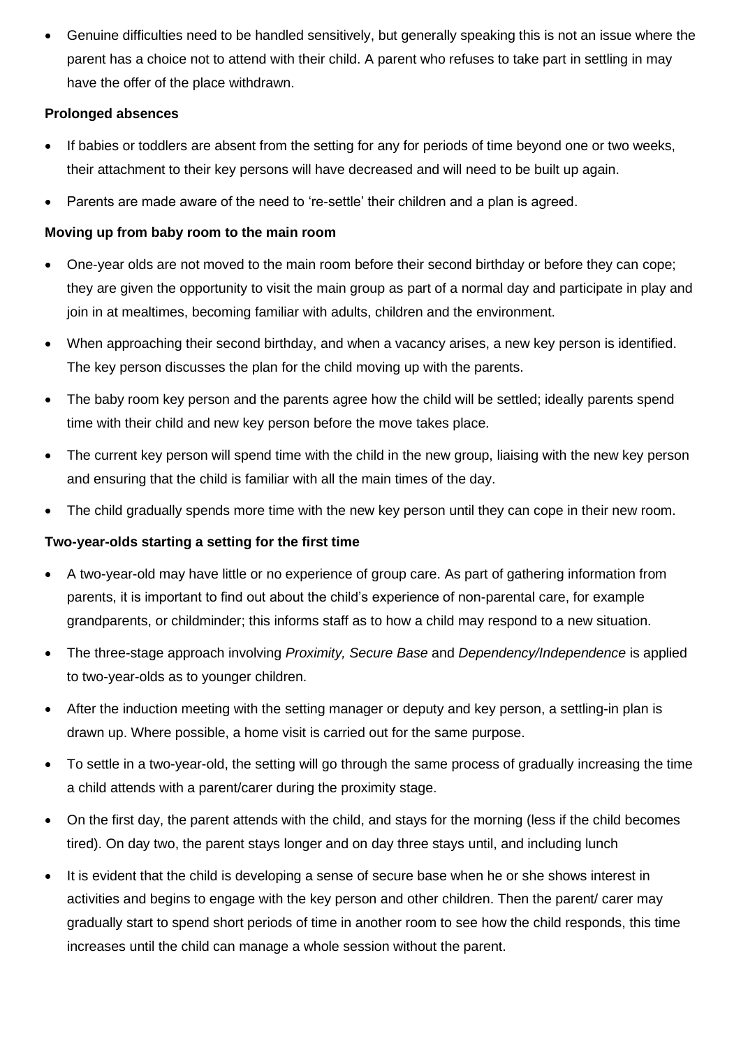- Genuine difficulties need to be handled sensitively, but generally speaking this is not an issue where the parent has a choice not to attend with their child. A parent who refuses to take part in settling in may have the offer of the place withdrawn.

**Prolonged absences**

- If babies or toddlers are absent from the setting for any for periods of time beyond one or two weeks, their attachment to their key persons will have decreased and will need to be built up again.
- Parents are made aware of the need to 're-settle' their children and a plan is agreed.

**Moving up from baby room to the main room**

- One-year olds are not moved to the main room before their second birthday or before they can cope; they are given the opportunity to visit the main group as part of a normal day and participate in play and join in at mealtimes, becoming familiar with adults, children and the environment.
- When approaching their second birthday, and when a vacancy arises, a new key person is identified. The key person discusses the plan for the child moving up with the parents.
- The baby room key person and the parents agree how the child will be settled; ideally parents spend time with their child and new key person before the move takes place.
- The current key person will spend time with the child in the new group, liaising with the new key person and ensuring that the child is familiar with all the main times of the day.
- The child gradually spends more time with the new key person until they can cope in their new room.

**Two-year-olds starting a setting for the first time**

- A two-year-old may have little or no experience of group care. As part of gathering information from parents, it is important to find out about the child's experience of non-parental care, for example grandparents, or childminder; this informs staff as to how a child may respond to a new situation.
- The three-stage approach involving *Proximity, Secure Base* and *Dependency/Independence* is applied to two-year-olds as to younger children.
- After the induction meeting with the setting manager or deputy and key person, a settling-in plan is drawn up. Where possible, a home visit is carried out for the same purpose.
- To settle in a two-year-old, the setting will go through the same process of gradually increasing the time a child attends with a parent/carer during the proximity stage.
- On the first day, the parent attends with the child, and stays for the morning (less if the child becomes tired). On day two, the parent stays longer and on day three stays until, and including lunch
- It is evident that the child is developing a sense of secure base when he or she shows interest in activities and begins to engage with the key person and other children. Then the parent/ carer may gradually start to spend short periods of time in another room to see how the child responds, this time increases until the child can manage a whole session without the parent.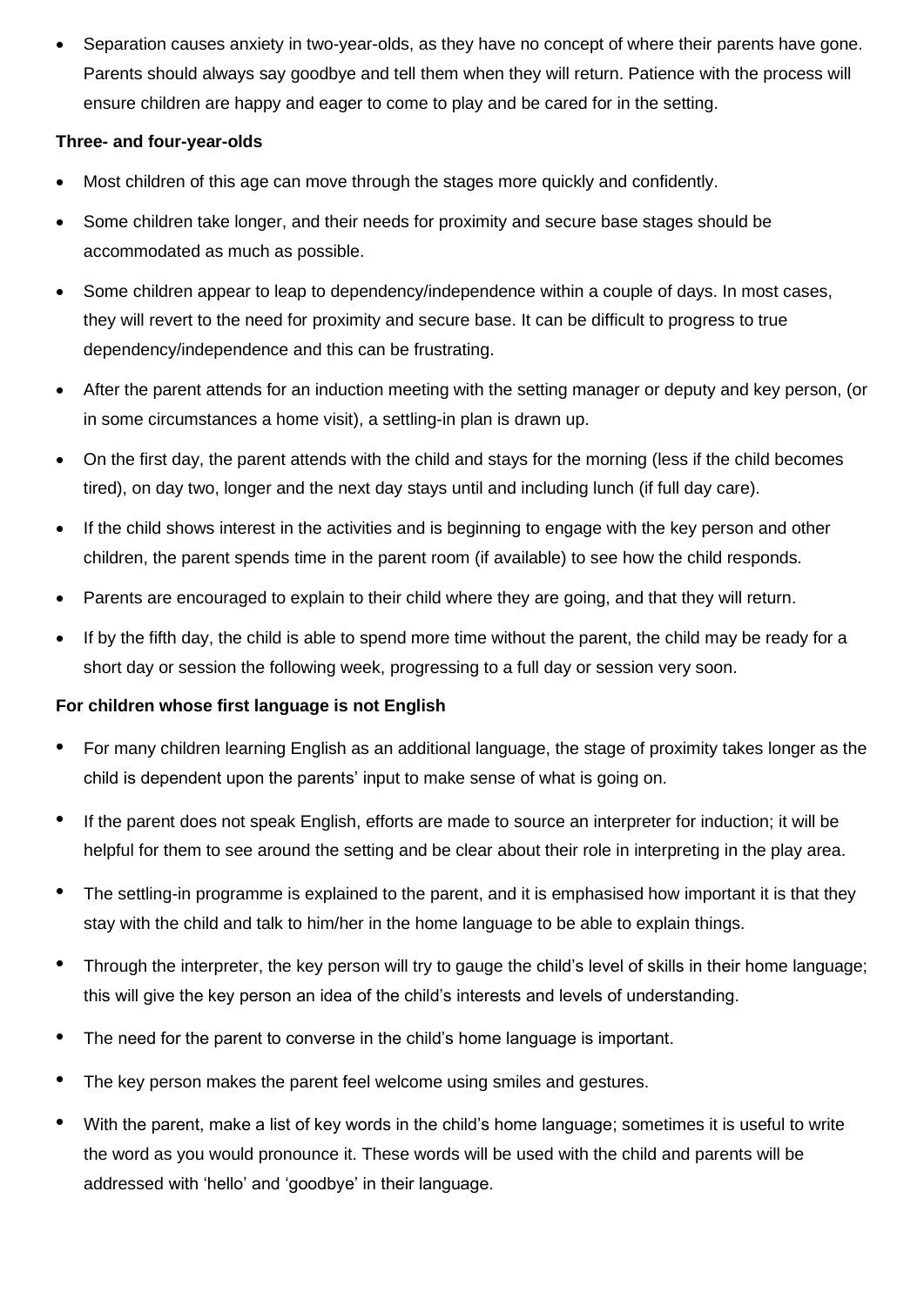- Separation causes anxiety in two-year-olds, as they have no concept of where their parents have gone. Parents should always say goodbye and tell them when they will return. Patience with the process will ensure children are happy and eager to come to play and be cared for in the setting.

**Three- and four-year-olds**

- Most children of this age can move through the stages more quickly and confidently.
- Some children take longer, and their needs for proximity and secure base stages should be accommodated as much as possible.
- Some children appear to leap to dependency/independence within a couple of days. In most cases, they will revert to the need for proximity and secure base. It can be difficult to progress to true dependency/independence and this can be frustrating.
- After the parent attends for an induction meeting with the setting manager or deputy and key person, (or in some circumstances a home visit), a settling-in plan is drawn up.
- On the first day, the parent attends with the child and stays for the morning (less if the child becomes tired), on day two, longer and the next day stays until and including lunch (if full day care).
- If the child shows interest in the activities and is beginning to engage with the key person and other children, the parent spends time in the parent room (if available) to see how the child responds.
- Parents are encouraged to explain to their child where they are going, and that they will return.
- If by the fifth day, the child is able to spend more time without the parent, the child may be ready for a short day or session the following week, progressing to a full day or session very soon.

**For children whose first language is not English**

- For many children learning English as an additional language, the stage of proximity takes longer as the child is dependent upon the parents' input to make sense of what is going on.
- If the parent does not speak English, efforts are made to source an interpreter for induction; it will be helpful for them to see around the setting and be clear about their role in interpreting in the play area.
- The settling-in programme is explained to the parent, and it is emphasised how important it is that they stay with the child and talk to him/her in the home language to be able to explain things.
- Through the interpreter, the key person will try to gauge the child's level of skills in their home language; this will give the key person an idea of the child's interests and levels of understanding.
- The need for the parent to converse in the child's home language is important.
- The key person makes the parent feel welcome using smiles and gestures.
- With the parent, make a list of key words in the child's home language; sometimes it is useful to write the word as you would pronounce it. These words will be used with the child and parents will be addressed with 'hello' and 'goodbye' in their language.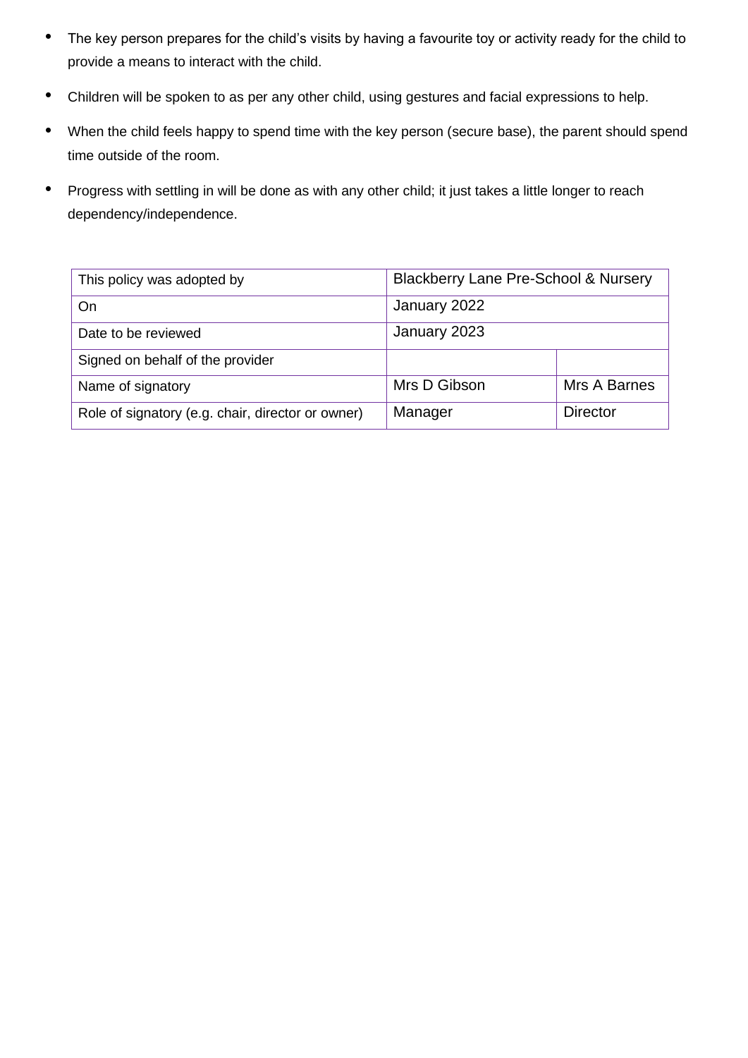- The key person prepares for the child's visits by having a favourite toy or activity ready for the child to provide a means to interact with the child.
- Children will be spoken to as per any other child, using gestures and facial expressions to help.
- When the child feels happy to spend time with the key person (secure base), the parent should spend time outside of the room.
- Progress with settling in will be done as with any other child; it just takes a little longer to reach dependency/independence.

| | | |
|---|---|---|
| This policy was adopted by | Blackberry Lane Pre-School & Nursery | |
| On | January 2022 | |
| Date to be reviewed | January 2023 | |
| Signed on behalf of the provider | | |
| Name of signatory | Mrs D Gibson | Mrs A Barnes |
| Role of signatory (e.g. chair, director or owner) | Manager | Director |